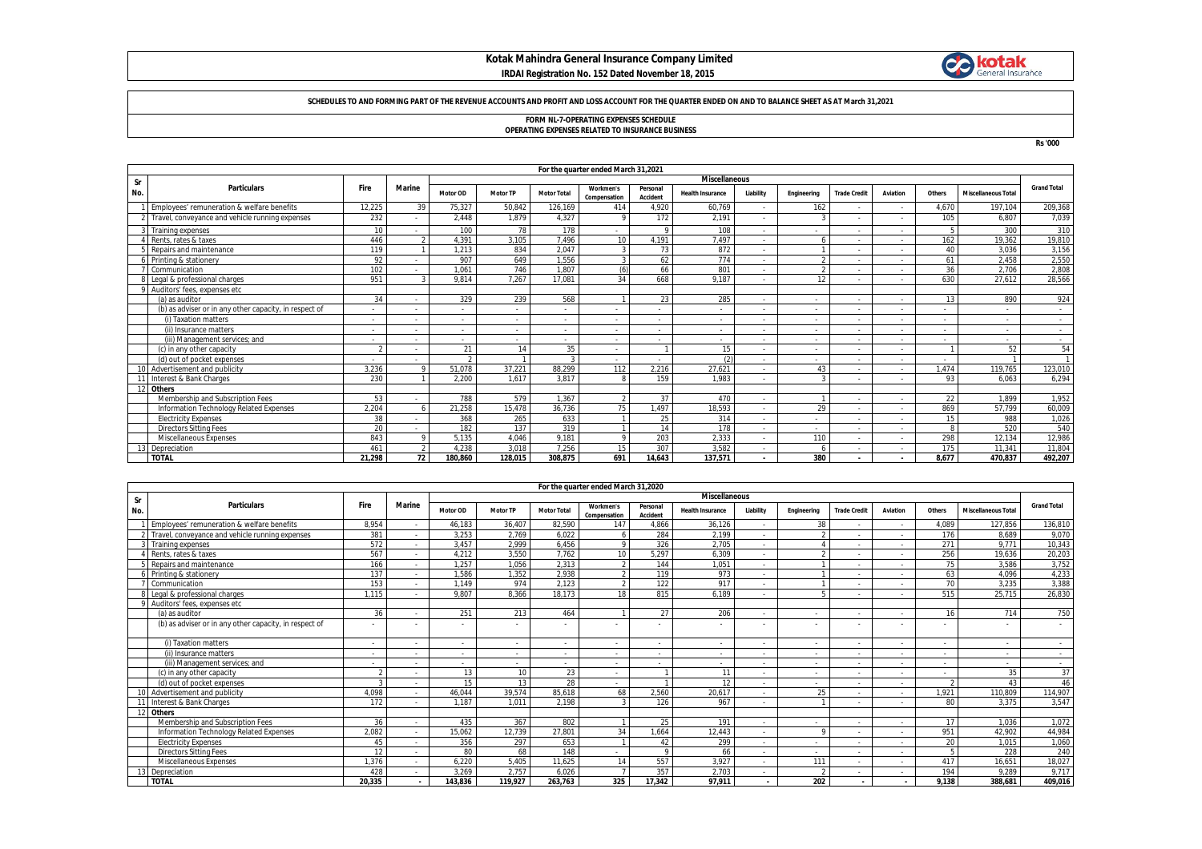# Kotak Mahindra General Insurance Company Limited

**IRDAI Registration No. 152 Dated November 18, 2015**

**SCHEDULES TO AND FORMING PART OF THE REVENUE ACCOUNTS AND PROFIT AND LOSS ACCOUNT FOR THE QUARTER ENDED ON AND TO BALANCE SHEET AS AT March 31,2021**

**FORM NL-7-OPERATING EXPENSES SCHEDULE**

**OPERATING EXPENSES RELATED TO INSURANCE BUSINESS**

Rs '000

| Sr No. | Particulars | Fire | Marine | Miscellaneous | | | | | | | | | | | | | Grand Total |
|---|---|---|---|---|---|---|---|---|---|---|---|---|---|---|---|---|---|
| | | | | Motor OD | Motor TP | Motor Total | Workmen's Compensation | Personal Accident | Health Insurance | Liability | Engineering | Trade Credit | Aviation | Others | Miscellaneous Total | | |
| | **For the quarter ended March 31,2021** | | | | | | | | | | | | | | | | |
| 1 | Employees' remuneration & welfare benefits | 12,225 | 39 | 75,327 | 50,842 | 126,169 | 414 | 4,920 | 60,769 | - | 162 | - | - | 4,670 | 197,104 | | 209,368 |
| 2 | Travel, conveyance and vehicle running expenses | 232 | - | 2,448 | 1,879 | 4,327 | 9 | 172 | 2,191 | - | 3 | - | - | 105 | 6,807 | | 7,039 |
| 3 | Training expenses | 10 | - | 100 | 78 | 178 | - | 9 | 108 | - | - | - | - | 5 | 300 | | 310 |
| 4 | Rents, rates & taxes | 446 | 2 | 4,391 | 3,105 | 7,496 | 10 | 4,191 | 7,497 | - | 6 | - | - | 162 | 19,362 | | 19,810 |
| 5 | Repairs and maintenance | 119 | 1 | 1,213 | 834 | 2,047 | 3 | 73 | 872 | - | 1 | - | - | 40 | 3,036 | | 3,156 |
| 6 | Printing & stationery | 92 | - | 907 | 649 | 1,556 | 3 | 62 | 774 | - | 2 | - | - | 61 | 2,458 | | 2,550 |
| 7 | Communication | 102 | - | 1,061 | 746 | 1,807 | (6) | 66 | 801 | - | 2 | - | - | 36 | 2,706 | | 2,808 |
| 8 | Legal & professional charges | 951 | 3 | 9,814 | 7,267 | 17,081 | 34 | 668 | 9,187 | - | 12 | - | - | 630 | 27,612 | | 28,566 |
| 9 | Auditors' fees, expenses etc | | | | | | | | | | | | | | | | |
| | (a) as auditor | 34 | - | 329 | 239 | 568 | 1 | 23 | 285 | - | - | - | - | 13 | 890 | | 924 |
| | (b) as adviser or in any other capacity, in respect of | - | - | - | - | - | - | - | - | - | - | - | - | - | - | | - |
| | (i) Taxation matters | - | - | - | - | - | - | - | - | - | - | - | - | - | - | | - |
| | (ii) Insurance matters | - | - | - | - | - | - | - | - | - | - | - | - | - | - | | - |
| | (iii) Management services; and | - | - | - | - | - | - | - | - | - | - | - | - | - | - | | - |
| | (c) in any other capacity | 2 | - | 21 | 14 | 35 | - | 1 | 15 | - | - | - | - | 1 | 52 | | 54 |
| | (d) out of pocket expenses | - | - | 2 | 1 | 3 | - | - | (2) | - | - | - | - | - | 1 | | 1 |
| 10 | Advertisement and publicity | 3,236 | 9 | 51,078 | 37,221 | 88,299 | 112 | 2,216 | 27,621 | - | 43 | - | - | 1,474 | 119,765 | | 123,010 |
| 11 | Interest & Bank Charges | 230 | 1 | 2,200 | 1,617 | 3,817 | 8 | 159 | 1,983 | - | 3 | - | - | 93 | 6,063 | | 6,294 |
| 12 | **Others** | | | | | | | | | | | | | | | | |
| | Membership and Subscription Fees | 53 | - | 788 | 579 | 1,367 | 2 | 37 | 470 | - | 1 | - | - | 22 | 1,899 | | 1,952 |
| | Information Technology Related Expenses | 2,204 | 6 | 21,258 | 15,478 | 36,736 | 75 | 1,497 | 18,593 | - | 29 | - | - | 869 | 57,799 | | 60,009 |
| | Electricity Expenses | 38 | - | 368 | 265 | 633 | 1 | 25 | 314 | - | - | - | - | 15 | 988 | | 1,026 |
| | Directors Sitting Fees | 20 | - | 182 | 137 | 319 | 1 | 14 | 178 | - | - | - | - | 8 | 520 | | 540 |
| | Miscellaneous Expenses | 843 | 9 | 5,135 | 4,046 | 9,181 | 9 | 203 | 2,333 | - | 110 | - | - | 298 | 12,134 | | 12,986 |
| 13 | Depreciation | 461 | 2 | 4,238 | 3,018 | 7,256 | 15 | 307 | 3,582 | - | 6 | - | - | 175 | 11,341 | | 11,804 |
| | **TOTAL** | **21,298** | **72** | **180,860** | **128,015** | **308,875** | **691** | **14,643** | **137,571** | **-** | **380** | **-** | **-** | **8,677** | **470,837** | | **492,207** |

| Sr No. | Particulars | Fire | Marine | Miscellaneous | | | | | | | | | | | | | Grand Total |
|---|---|---|---|---|---|---|---|---|---|---|---|---|---|---|---|---|---|
| | | | | Motor OD | Motor TP | Motor Total | Workmen's Compensation | Personal Accident | Health Insurance | Liability | Engineering | Trade Credit | Aviation | Others | Miscellaneous Total | | |
| | **For the quarter ended March 31,2020** | | | | | | | | | | | | | | | | |
| 1 | Employees' remuneration & welfare benefits | 8,954 | - | 46,183 | 36,407 | 82,590 | 147 | 4,866 | 36,126 | - | 38 | - | - | 4,089 | 127,856 | | 136,810 |
| 2 | Travel, conveyance and vehicle running expenses | 381 | - | 3,253 | 2,769 | 6,022 | 6 | 284 | 2,199 | - | 2 | - | - | 176 | 8,689 | | 9,070 |
| 3 | Training expenses | 572 | - | 3,457 | 2,999 | 6,456 | 9 | 326 | 2,705 | - | 4 | - | - | 271 | 9,771 | | 10,343 |
| 4 | Rents, rates & taxes | 567 | - | 4,212 | 3,550 | 7,762 | 10 | 5,297 | 6,309 | - | 2 | - | - | 256 | 19,636 | | 20,203 |
| 5 | Repairs and maintenance | 166 | - | 1,257 | 1,056 | 2,313 | 2 | 144 | 1,051 | - | 1 | - | - | 75 | 3,586 | | 3,752 |
| 6 | Printing & stationery | 137 | - | 1,586 | 1,352 | 2,938 | 2 | 119 | 973 | - | 1 | - | - | 63 | 4,096 | | 4,233 |
| 7 | Communication | 153 | - | 1,149 | 974 | 2,123 | 2 | 122 | 917 | - | 1 | - | - | 70 | 3,235 | | 3,388 |
| 8 | Legal & professional charges | 1,115 | - | 9,807 | 8,366 | 18,173 | 18 | 815 | 6,189 | - | 5 | - | - | 515 | 25,715 | | 26,830 |
| 9 | Auditors' fees, expenses etc | | | | | | | | | | | | | | | | |
| | (a) as auditor | 36 | - | 251 | 213 | 464 | 1 | 27 | 206 | - | - | - | - | 16 | 714 | | 750 |
| | (b) as adviser or in any other capacity, in respect of | - | - | - | - | - | - | - | - | - | - | - | - | - | - | | - |
| | (i) Taxation matters | - | - | - | - | - | - | - | - | - | - | - | - | - | - | | - |
| | (ii) Insurance matters | - | - | - | - | - | - | - | - | - | - | - | - | - | - | | - |
| | (iii) Management services; and | - | - | - | - | - | - | - | - | - | - | - | - | - | - | | - |
| | (c) in any other capacity | 2 | - | 13 | 10 | 23 | - | 1 | 11 | - | - | - | - | - | 35 | | 37 |
| | (d) out of pocket expenses | 3 | - | 15 | 13 | 28 | - | 1 | 12 | - | - | - | - | 2 | 43 | | 46 |
| 10 | Advertisement and publicity | 4,098 | - | 46,044 | 39,574 | 85,618 | 68 | 2,560 | 20,617 | - | 25 | - | - | 1,921 | 110,809 | | 114,907 |
| 11 | Interest & Bank Charges | 172 | - | 1,187 | 1,011 | 2,198 | 3 | 126 | 967 | - | 1 | - | - | 80 | 3,375 | | 3,547 |
| 12 | **Others** | | | | | | | | | | | | | | | | |
| | Membership and Subscription Fees | 36 | - | 435 | 367 | 802 | 1 | 25 | 191 | - | - | - | - | 17 | 1,036 | | 1,072 |
| | Information Technology Related Expenses | 2,082 | - | 15,062 | 12,739 | 27,801 | 34 | 1,664 | 12,443 | - | 9 | - | - | 951 | 42,902 | | 44,984 |
| | Electricity Expenses | 45 | - | 356 | 297 | 653 | 1 | 42 | 299 | - | - | - | - | 20 | 1,015 | | 1,060 |
| | Directors Sitting Fees | 12 | - | 80 | 68 | 148 | - | 9 | 66 | - | - | - | - | 5 | 228 | | 240 |
| | Miscellaneous Expenses | 1,376 | - | 6,220 | 5,405 | 11,625 | 14 | 557 | 3,927 | - | 111 | - | - | 417 | 16,651 | | 18,027 |
| 13 | Depreciation | 428 | - | 3,269 | 2,757 | 6,026 | 7 | 357 | 2,703 | - | 2 | - | - | 194 | 9,289 | | 9,717 |
| | **TOTAL** | **20,335** | **-** | **143,836** | **119,927** | **263,763** | **325** | **17,342** | **97,911** | **-** | **202** | **-** | **-** | **9,138** | **388,681** | | **409,016** |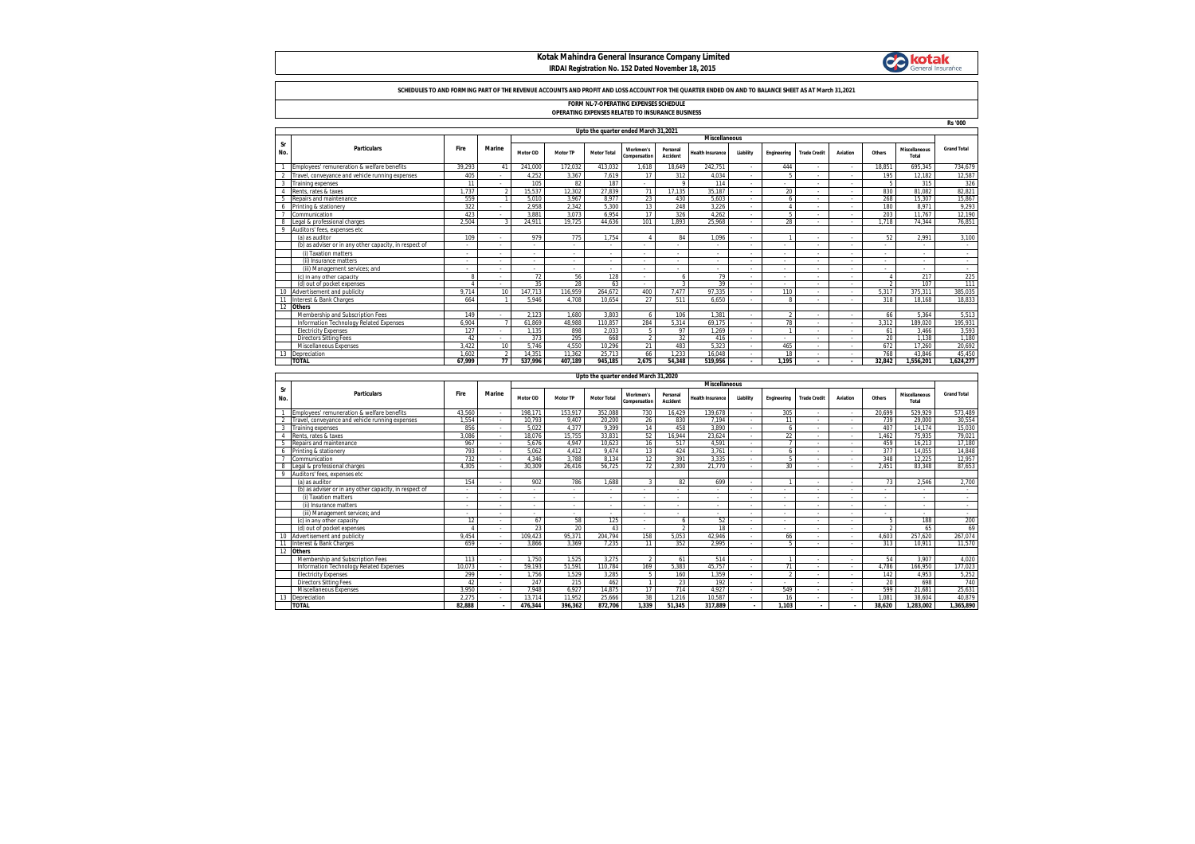# Kotak Mahindra General Insurance Company Limited

**IRDAI Registration No. 152 Dated November 18, 2015**

**SCHEDULES TO AND FORMING PART OF THE REVENUE ACCOUNTS AND PROFIT AND LOSS ACCOUNT FOR THE QUARTER ENDED ON AND TO BALANCE SHEET AS AT March 31,2021**

**FORM NL-7-OPERATING EXPENSES SCHEDULE**

**OPERATING EXPENSES RELATED TO INSURANCE BUSINESS**

Rs '000

**Upto the quarter ended March 31,2021**

| Sr No. | Particulars | Fire | Marine | Miscellaneous | | | | | | | | | | | | | Grand Total |
|---|---|---|---|---|---|---|---|---|---|---|---|---|---|---|---|---|---|
| | | | | Motor OD | Motor TP | Motor Total | Workmen's Compensation | Personal Accident | Health Insurance | Liability | Engineering | Trade Credit | Aviation | Others | Miscellaneous Total | | |
| 1 | Employees' remuneration & welfare benefits | 39,293 | 41 | 241,000 | 172,032 | 413,032 | 1,618 | 18,649 | 242,751 | - | 444 | - | - | 18,851 | 695,345 | | 734,679 |
| 2 | Travel, conveyance and vehicle running expenses | 405 | - | 4,252 | 3,367 | 7,619 | 17 | 312 | 4,034 | - | 5 | - | - | 195 | 12,182 | | 12,587 |
| 3 | Training expenses | 11 | - | 105 | 82 | 187 | - | 9 | 114 | - | - | - | - | 5 | 315 | | 326 |
| 4 | Rents, rates & taxes | 1,737 | 2 | 15,537 | 12,302 | 27,839 | 71 | 17,135 | 35,187 | - | 20 | - | - | 830 | 81,082 | | 82,821 |
| 5 | Repairs and maintenance | 559 | 1 | 5,010 | 3,967 | 8,977 | 23 | 430 | 5,603 | - | 6 | - | - | 268 | 15,307 | | 15,867 |
| 6 | Printing & stationery | 322 | - | 2,958 | 2,342 | 5,300 | 13 | 248 | 3,226 | - | 4 | - | - | 180 | 8,971 | | 9,293 |
| 7 | Communication | 423 | - | 3,881 | 3,073 | 6,954 | 17 | 326 | 4,262 | - | 5 | - | - | 203 | 11,767 | | 12,190 |
| 8 | Legal & professional charges | 2,504 | 3 | 24,911 | 19,725 | 44,636 | 101 | 1,893 | 25,968 | - | 28 | - | - | 1,718 | 74,344 | | 76,851 |
| 9 | Auditors' fees, expenses etc | | | | | | | | | | | | | | | | |
| | (a) as auditor | 109 | - | 979 | 775 | 1,754 | 4 | 84 | 1,096 | - | 1 | - | - | 52 | 2,991 | | 3,100 |
| | (b) as adviser or in any other capacity, in respect of | - | - | - | - | - | - | - | - | - | - | - | - | - | - | | - |
| | (i) Taxation matters | - | - | - | - | - | - | - | - | - | - | - | - | - | - | | - |
| | (ii) Insurance matters | - | - | - | - | - | - | - | - | - | - | - | - | - | - | | - |
| | (iii) Management services; and | - | - | - | - | - | - | - | - | - | - | - | - | - | - | | - |
| | (c) in any other capacity | 8 | - | 72 | 56 | 128 | - | 6 | 79 | - | - | - | - | 4 | 217 | | 225 |
| | (d) out of pocket expenses | 4 | - | 35 | 28 | 63 | - | 3 | 39 | - | - | - | - | 2 | 107 | | 111 |
| 10 | Advertisement and publicity | 9,714 | 10 | 147,713 | 116,959 | 264,672 | 400 | 7,477 | 97,335 | - | 110 | - | - | 5,317 | 375,311 | | 385,035 |
| 11 | Interest & Bank Charges | 664 | 1 | 5,946 | 4,708 | 10,654 | 27 | 511 | 6,650 | - | 8 | - | - | 318 | 18,168 | | 18,833 |
| 12 | **Others** | | | | | | | | | | | | | | | | |
| | Membership and Subscription Fees | 149 | - | 2,123 | 1,680 | 3,803 | 6 | 106 | 1,381 | - | 2 | - | - | 66 | 5,364 | | 5,513 |
| | Information Technology Related Expenses | 6,904 | 7 | 61,869 | 48,988 | 110,857 | 284 | 5,314 | 69,175 | - | 78 | - | - | 3,312 | 189,020 | | 195,931 |
| | Electricity Expenses | 127 | - | 1,135 | 898 | 2,033 | 5 | 97 | 1,269 | - | 1 | - | - | 61 | 3,466 | | 3,593 |
| | Directors Sitting Fees | 42 | - | 373 | 295 | 668 | 2 | 32 | 416 | - | - | - | - | 20 | 1,138 | | 1,180 |
| | Miscellaneous Expenses | 3,422 | 10 | 5,746 | 4,550 | 10,296 | 21 | 483 | 5,323 | - | 465 | - | - | 672 | 17,260 | | 20,692 |
| 13 | Depreciation | 1,602 | 2 | 14,351 | 11,362 | 25,713 | 66 | 1,233 | 16,048 | - | 18 | - | - | 768 | 43,846 | | 45,450 |
| | **TOTAL** | **67,999** | **77** | **537,996** | **407,189** | **945,185** | **2,675** | **54,348** | **519,956** | **-** | **1,195** | **-** | **-** | **32,842** | **1,556,201** | | **1,624,277** |

**Upto the quarter ended March 31,2020**

| Sr No. | Particulars | Fire | Marine | Miscellaneous | | | | | | | | | | | | | Grand Total |
|---|---|---|---|---|---|---|---|---|---|---|---|---|---|---|---|---|---|
| | | | | Motor OD | Motor TP | Motor Total | Workmen's Compensation | Personal Accident | Health Insurance | Liability | Engineering | Trade Credit | Aviation | Others | Miscellaneous Total | | |
| 1 | Employees' remuneration & welfare benefits | 43,560 | - | 198,171 | 153,917 | 352,088 | 730 | 16,429 | 139,678 | - | 305 | - | - | 20,699 | 529,929 | | 573,489 |
| 2 | Travel, conveyance and vehicle running expenses | 1,554 | - | 10,793 | 9,407 | 20,200 | 26 | 830 | 7,194 | - | 11 | - | - | 739 | 29,000 | | 30,554 |
| 3 | Training expenses | 856 | - | 5,022 | 4,377 | 9,399 | 14 | 458 | 3,890 | - | 6 | - | - | 407 | 14,174 | | 15,030 |
| 4 | Rents, rates & taxes | 3,086 | - | 18,076 | 15,755 | 33,831 | 52 | 16,944 | 23,624 | - | 22 | - | - | 1,462 | 75,935 | | 79,021 |
| 5 | Repairs and maintenance | 967 | - | 5,676 | 4,947 | 10,623 | 16 | 517 | 4,591 | - | 7 | - | - | 459 | 16,213 | | 17,180 |
| 6 | Printing & stationery | 793 | - | 5,062 | 4,412 | 9,474 | 13 | 424 | 3,761 | - | 6 | - | - | 377 | 14,055 | | 14,848 |
| 7 | Communication | 732 | - | 4,346 | 3,788 | 8,134 | 12 | 391 | 3,335 | - | 5 | - | - | 348 | 12,225 | | 12,957 |
| 8 | Legal & professional charges | 4,305 | - | 30,309 | 26,416 | 56,725 | 72 | 2,300 | 21,770 | - | 30 | - | - | 2,451 | 83,348 | | 87,653 |
| 9 | Auditors' fees, expenses etc | | | | | | | | | | | | | | | | |
| | (a) as auditor | 154 | - | 902 | 786 | 1,688 | 3 | 82 | 699 | - | 1 | - | - | 73 | 2,546 | | 2,700 |
| | (b) as adviser or in any other capacity, in respect of | - | - | - | - | - | - | - | - | - | - | - | - | - | - | | - |
| | (i) Taxation matters | - | - | - | - | - | - | - | - | - | - | - | - | - | - | | - |
| | (ii) Insurance matters | - | - | - | - | - | - | - | - | - | - | - | - | - | - | | - |
| | (iii) Management services; and | - | - | - | - | - | - | - | - | - | - | - | - | - | - | | - |
| | (c) in any other capacity | 12 | - | 67 | 58 | 125 | - | 6 | 52 | - | - | - | - | 5 | 188 | | 200 |
| | (d) out of pocket expenses | 4 | - | 23 | 20 | 43 | - | 2 | 18 | - | - | - | - | 2 | 65 | | 69 |
| 10 | Advertisement and publicity | 9,454 | - | 109,423 | 95,371 | 204,794 | 158 | 5,053 | 42,946 | - | 66 | - | - | 4,603 | 257,620 | | 267,074 |
| 11 | Interest & Bank Charges | 659 | - | 3,866 | 3,369 | 7,235 | 11 | 352 | 2,995 | - | 5 | - | - | 313 | 10,911 | | 11,570 |
| 12 | **Others** | | | | | | | | | | | | | | | | |
| | Membership and Subscription Fees | 113 | - | 1,750 | 1,525 | 3,275 | 2 | 61 | 514 | - | 1 | - | - | 54 | 3,907 | | 4,020 |
| | Information Technology Related Expenses | 10,073 | - | 59,193 | 51,591 | 110,784 | 169 | 5,383 | 45,757 | - | 71 | - | - | 4,786 | 166,950 | | 177,023 |
| | Electricity Expenses | 299 | - | 1,756 | 1,529 | 3,285 | 5 | 160 | 1,359 | - | 2 | - | - | 142 | 4,953 | | 5,252 |
| | Directors Sitting Fees | 42 | - | 247 | 215 | 462 | 1 | 23 | 192 | - | - | - | - | 20 | 698 | | 740 |
| | Miscellaneous Expenses | 3,950 | - | 7,948 | 6,927 | 14,875 | 17 | 714 | 4,927 | - | 549 | - | - | 599 | 21,681 | | 25,631 |
| 13 | Depreciation | 2,275 | - | 13,714 | 11,952 | 25,666 | 38 | 1,216 | 10,587 | - | 16 | - | - | 1,081 | 38,604 | | 40,879 |
| | **TOTAL** | **82,888** | **-** | **476,344** | **396,362** | **872,706** | **1,339** | **51,345** | **317,889** | **-** | **1,103** | **-** | **-** | **38,620** | **1,283,002** | | **1,365,890** |